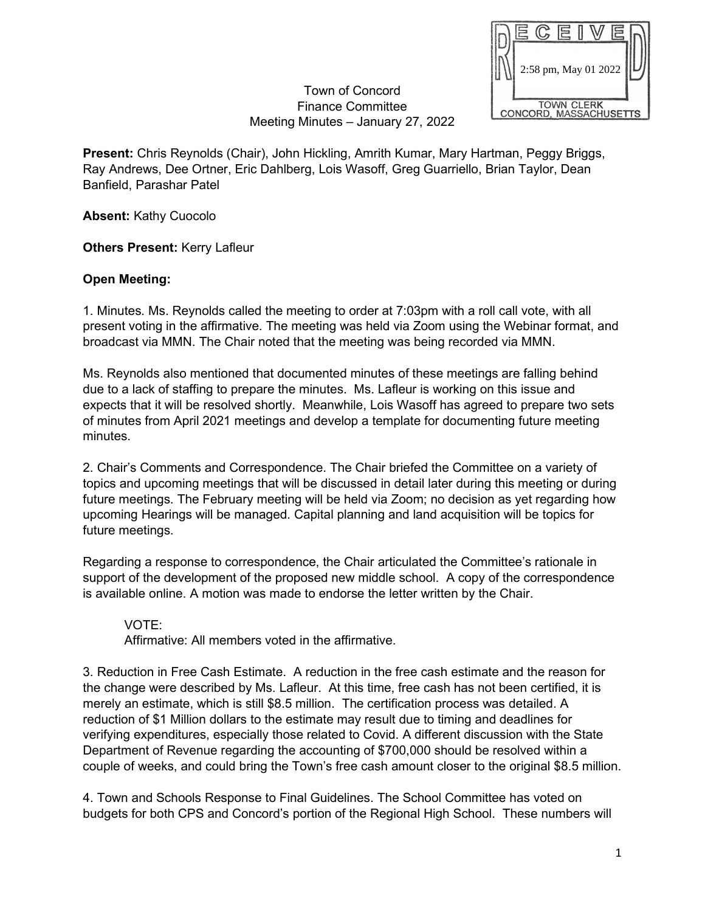RECEIVED
2:58 pm, May 01 2022
TOWN CLERK
CONCORD, MASSACHUSETTS

Town of Concord
Finance Committee
Meeting Minutes – January 27, 2022

**Present:** Chris Reynolds (Chair), John Hickling, Amrith Kumar, Mary Hartman, Peggy Briggs, Ray Andrews, Dee Ortner, Eric Dahlberg, Lois Wasoff, Greg Guarriello, Brian Taylor, Dean Banfield, Parashar Patel

**Absent:** Kathy Cuocolo

**Others Present:** Kerry Lafleur

**Open Meeting:**

1. Minutes. Ms. Reynolds called the meeting to order at 7:03pm with a roll call vote, with all present voting in the affirmative. The meeting was held via Zoom using the Webinar format, and broadcast via MMN. The Chair noted that the meeting was being recorded via MMN.

Ms. Reynolds also mentioned that documented minutes of these meetings are falling behind due to a lack of staffing to prepare the minutes. Ms. Lafleur is working on this issue and expects that it will be resolved shortly. Meanwhile, Lois Wasoff has agreed to prepare two sets of minutes from April 2021 meetings and develop a template for documenting future meeting minutes.

2. Chair's Comments and Correspondence. The Chair briefed the Committee on a variety of topics and upcoming meetings that will be discussed in detail later during this meeting or during future meetings. The February meeting will be held via Zoom; no decision as yet regarding how upcoming Hearings will be managed. Capital planning and land acquisition will be topics for future meetings.

Regarding a response to correspondence, the Chair articulated the Committee's rationale in support of the development of the proposed new middle school. A copy of the correspondence is available online. A motion was made to endorse the letter written by the Chair.

> VOTE:
> Affirmative: All members voted in the affirmative.

3. Reduction in Free Cash Estimate. A reduction in the free cash estimate and the reason for the change were described by Ms. Lafleur. At this time, free cash has not been certified, it is merely an estimate, which is still $8.5 million. The certification process was detailed. A reduction of $1 Million dollars to the estimate may result due to timing and deadlines for verifying expenditures, especially those related to Covid. A different discussion with the State Department of Revenue regarding the accounting of $700,000 should be resolved within a couple of weeks, and could bring the Town's free cash amount closer to the original $8.5 million.

4. Town and Schools Response to Final Guidelines. The School Committee has voted on budgets for both CPS and Concord's portion of the Regional High School. These numbers will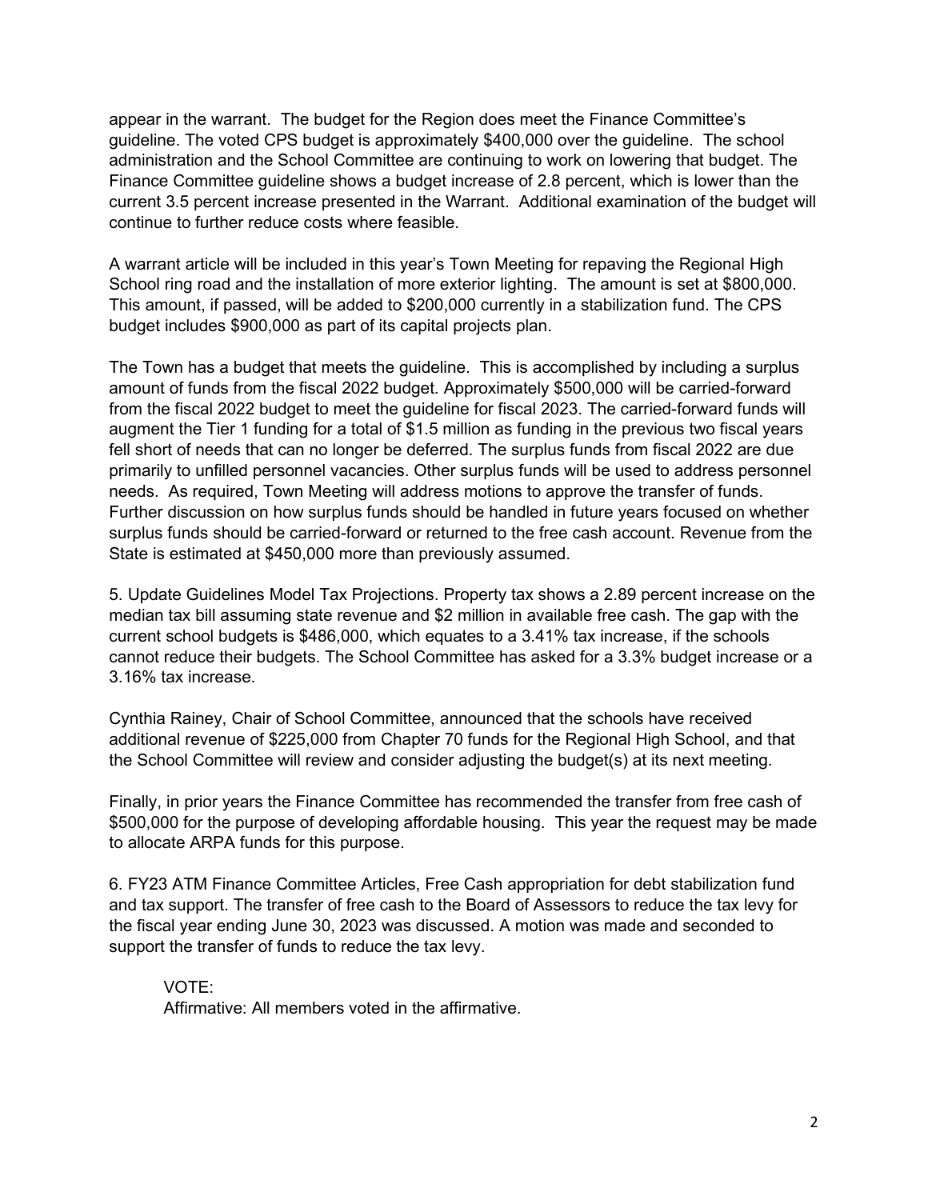appear in the warrant. The budget for the Region does meet the Finance Committee's guideline. The voted CPS budget is approximately $400,000 over the guideline. The school administration and the School Committee are continuing to work on lowering that budget. The Finance Committee guideline shows a budget increase of 2.8 percent, which is lower than the current 3.5 percent increase presented in the Warrant. Additional examination of the budget will continue to further reduce costs where feasible.

A warrant article will be included in this year's Town Meeting for repaving the Regional High School ring road and the installation of more exterior lighting. The amount is set at $800,000. This amount, if passed, will be added to $200,000 currently in a stabilization fund. The CPS budget includes $900,000 as part of its capital projects plan.

The Town has a budget that meets the guideline. This is accomplished by including a surplus amount of funds from the fiscal 2022 budget. Approximately $500,000 will be carried-forward from the fiscal 2022 budget to meet the guideline for fiscal 2023. The carried-forward funds will augment the Tier 1 funding for a total of $1.5 million as funding in the previous two fiscal years fell short of needs that can no longer be deferred. The surplus funds from fiscal 2022 are due primarily to unfilled personnel vacancies. Other surplus funds will be used to address personnel needs. As required, Town Meeting will address motions to approve the transfer of funds. Further discussion on how surplus funds should be handled in future years focused on whether surplus funds should be carried-forward or returned to the free cash account. Revenue from the State is estimated at $450,000 more than previously assumed.

5. Update Guidelines Model Tax Projections. Property tax shows a 2.89 percent increase on the median tax bill assuming state revenue and $2 million in available free cash. The gap with the current school budgets is $486,000, which equates to a 3.41% tax increase, if the schools cannot reduce their budgets. The School Committee has asked for a 3.3% budget increase or a 3.16% tax increase.

Cynthia Rainey, Chair of School Committee, announced that the schools have received additional revenue of $225,000 from Chapter 70 funds for the Regional High School, and that the School Committee will review and consider adjusting the budget(s) at its next meeting.

Finally, in prior years the Finance Committee has recommended the transfer from free cash of $500,000 for the purpose of developing affordable housing. This year the request may be made to allocate ARPA funds for this purpose.

6. FY23 ATM Finance Committee Articles, Free Cash appropriation for debt stabilization fund and tax support. The transfer of free cash to the Board of Assessors to reduce the tax levy for the fiscal year ending June 30, 2023 was discussed. A motion was made and seconded to support the transfer of funds to reduce the tax levy.

VOTE:
Affirmative: All members voted in the affirmative.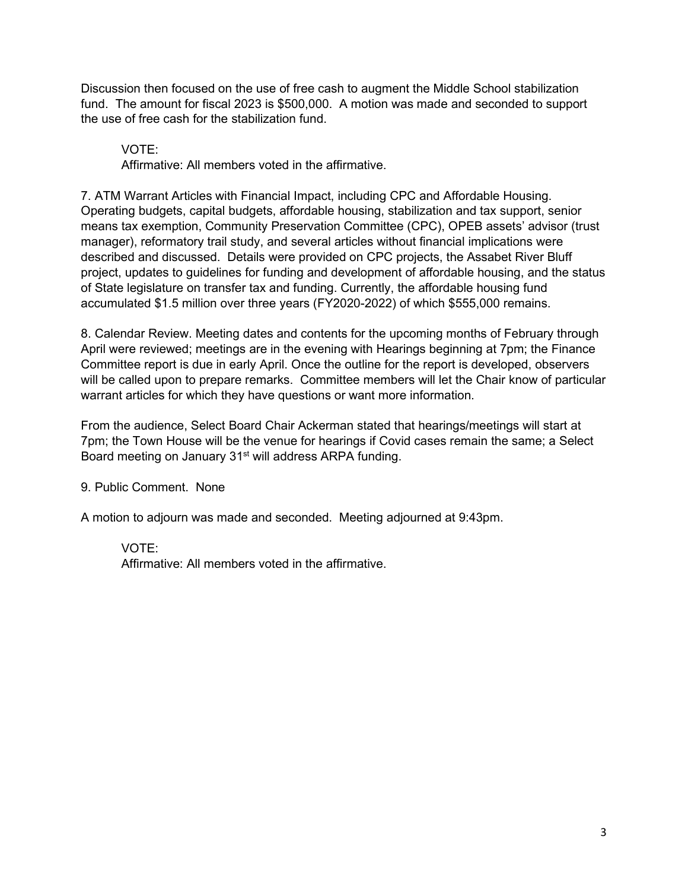Discussion then focused on the use of free cash to augment the Middle School stabilization fund. The amount for fiscal 2023 is $500,000. A motion was made and seconded to support the use of free cash for the stabilization fund.

VOTE:
Affirmative: All members voted in the affirmative.

7. ATM Warrant Articles with Financial Impact, including CPC and Affordable Housing. Operating budgets, capital budgets, affordable housing, stabilization and tax support, senior means tax exemption, Community Preservation Committee (CPC), OPEB assets' advisor (trust manager), reformatory trail study, and several articles without financial implications were described and discussed. Details were provided on CPC projects, the Assabet River Bluff project, updates to guidelines for funding and development of affordable housing, and the status of State legislature on transfer tax and funding. Currently, the affordable housing fund accumulated $1.5 million over three years (FY2020-2022) of which $555,000 remains.

8. Calendar Review. Meeting dates and contents for the upcoming months of February through April were reviewed; meetings are in the evening with Hearings beginning at 7pm; the Finance Committee report is due in early April. Once the outline for the report is developed, observers will be called upon to prepare remarks. Committee members will let the Chair know of particular warrant articles for which they have questions or want more information.

From the audience, Select Board Chair Ackerman stated that hearings/meetings will start at 7pm; the Town House will be the venue for hearings if Covid cases remain the same; a Select Board meeting on January 31st will address ARPA funding.

9. Public Comment. None

A motion to adjourn was made and seconded. Meeting adjourned at 9:43pm.

VOTE:
Affirmative: All members voted in the affirmative.